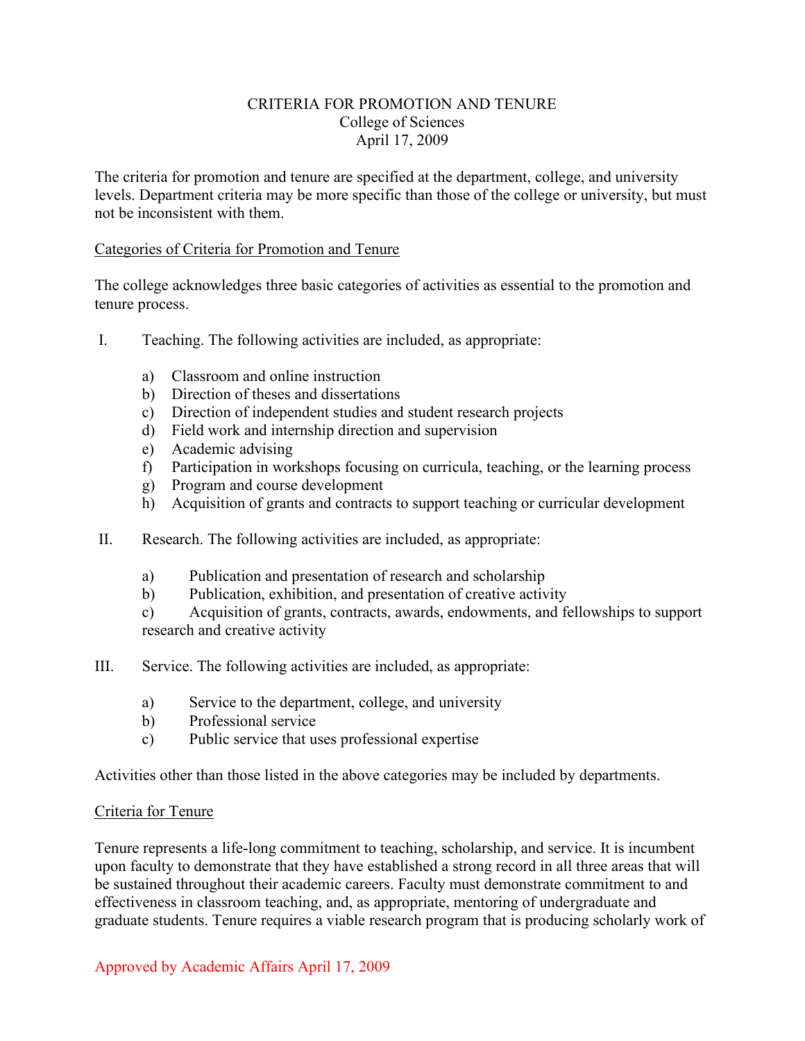# CRITERIA FOR PROMOTION AND TENURE

College of Sciences

April 17, 2009

The criteria for promotion and tenure are specified at the department, college, and university levels. Department criteria may be more specific than those of the college or university, but must not be inconsistent with them.

## Categories of Criteria for Promotion and Tenure

The college acknowledges three basic categories of activities as essential to the promotion and tenure process.

I. Teaching. The following activities are included, as appropriate:

a) Classroom and online instruction
b) Direction of theses and dissertations
c) Direction of independent studies and student research projects
d) Field work and internship direction and supervision
e) Academic advising
f) Participation in workshops focusing on curricula, teaching, or the learning process
g) Program and course development
h) Acquisition of grants and contracts to support teaching or curricular development

II. Research. The following activities are included, as appropriate:

a) Publication and presentation of research and scholarship
b) Publication, exhibition, and presentation of creative activity
c) Acquisition of grants, contracts, awards, endowments, and fellowships to support research and creative activity

III. Service. The following activities are included, as appropriate:

a) Service to the department, college, and university
b) Professional service
c) Public service that uses professional expertise

Activities other than those listed in the above categories may be included by departments.

## Criteria for Tenure

Tenure represents a life-long commitment to teaching, scholarship, and service. It is incumbent upon faculty to demonstrate that they have established a strong record in all three areas that will be sustained throughout their academic careers. Faculty must demonstrate commitment to and effectiveness in classroom teaching, and, as appropriate, mentoring of undergraduate and graduate students. Tenure requires a viable research program that is producing scholarly work of

Approved by Academic Affairs April 17, 2009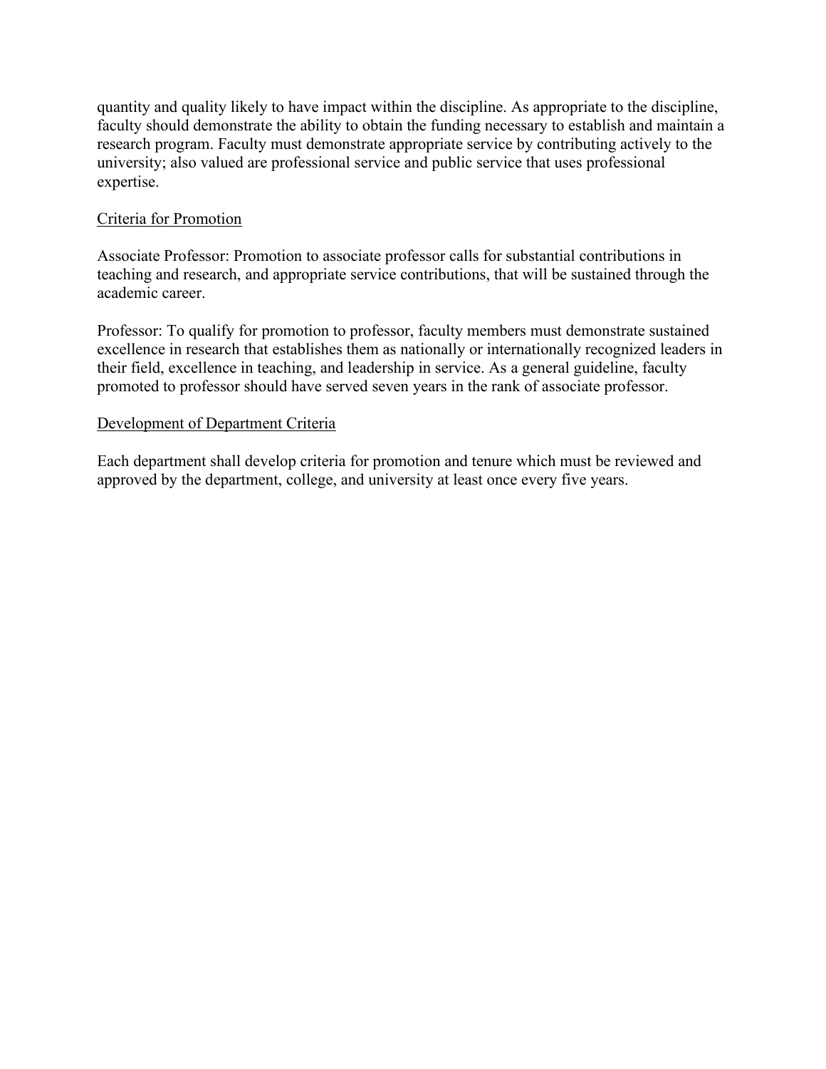quantity and quality likely to have impact within the discipline. As appropriate to the discipline, faculty should demonstrate the ability to obtain the funding necessary to establish and maintain a research program. Faculty must demonstrate appropriate service by contributing actively to the university; also valued are professional service and public service that uses professional expertise.

## Criteria for Promotion

Associate Professor: Promotion to associate professor calls for substantial contributions in teaching and research, and appropriate service contributions, that will be sustained through the academic career.

Professor: To qualify for promotion to professor, faculty members must demonstrate sustained excellence in research that establishes them as nationally or internationally recognized leaders in their field, excellence in teaching, and leadership in service. As a general guideline, faculty promoted to professor should have served seven years in the rank of associate professor.

## Development of Department Criteria

Each department shall develop criteria for promotion and tenure which must be reviewed and approved by the department, college, and university at least once every five years.